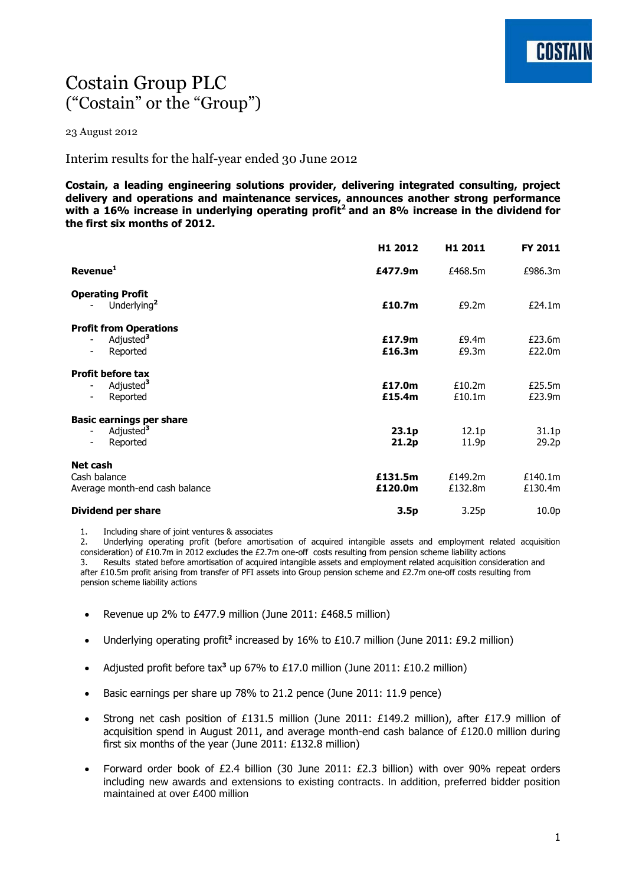# Costain Group PLC
# ("Costain" or the "Group")

23 August 2012

## Interim results for the half-year ended 30 June 2012

**Costain, a leading engineering solutions provider, delivering integrated consulting, project delivery and operations and maintenance services, announces another strong performance with a 16% increase in underlying operating profit[2] and an 8% increase in the dividend for the first six months of 2012.**

| | H1 2012 | H1 2011 | FY 2011 |
|---|---|---|---|
| **Revenue[1]** | **£477.9m** | £468.5m | £986.3m |
| **Operating Profit** | | | |
| - Underlying[2] | **£10.7m** | £9.2m | £24.1m |
| **Profit from Operations** | | | |
| - Adjusted[3] | **£17.9m** | £9.4m | £23.6m |
| - Reported | **£16.3m** | £9.3m | £22.0m |
| **Profit before tax** | | | |
| - Adjusted[3] | **£17.0m** | £10.2m | £25.5m |
| - Reported | **£15.4m** | £10.1m | £23.9m |
| **Basic earnings per share** | | | |
| - Adjusted[3] | **23.1p** | 12.1p | 31.1p |
| - Reported | **21.2p** | 11.9p | 29.2p |
| **Net cash** | | | |
| Cash balance | **£131.5m** | £149.2m | £140.1m |
| Average month-end cash balance | **£120.0m** | £132.8m | £130.4m |
| **Dividend per share** | **3.5p** | 3.25p | 10.0p |

1. Including share of joint ventures & associates
2. Underlying operating profit (before amortisation of acquired intangible assets and employment related acquisition consideration) of £10.7m in 2012 excludes the £2.7m one-off costs resulting from pension scheme liability actions
3. Results stated before amortisation of acquired intangible assets and employment related acquisition consideration and after £10.5m profit arising from transfer of PFI assets into Group pension scheme and £2.7m one-off costs resulting from pension scheme liability actions

- Revenue up 2% to £477.9 million (June 2011: £468.5 million)
- Underlying operating profit[2] increased by 16% to £10.7 million (June 2011: £9.2 million)
- Adjusted profit before tax[3] up 67% to £17.0 million (June 2011: £10.2 million)
- Basic earnings per share up 78% to 21.2 pence (June 2011: 11.9 pence)
- Strong net cash position of £131.5 million (June 2011: £149.2 million), after £17.9 million of acquisition spend in August 2011, and average month-end cash balance of £120.0 million during first six months of the year (June 2011: £132.8 million)
- Forward order book of £2.4 billion (30 June 2011: £2.3 billion) with over 90% repeat orders including new awards and extensions to existing contracts. In addition, preferred bidder position maintained at over £400 million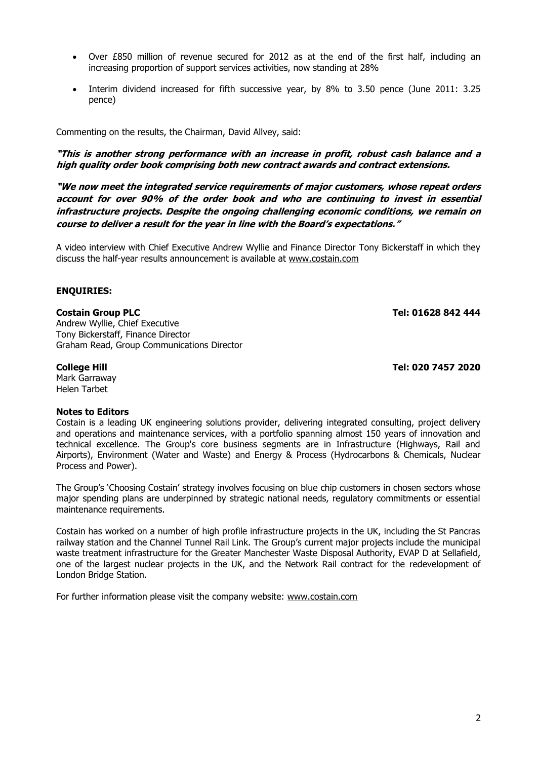- Over £850 million of revenue secured for 2012 as at the end of the first half, including an increasing proportion of support services activities, now standing at 28%
- Interim dividend increased for fifth successive year, by 8% to 3.50 pence (June 2011: 3.25 pence)

Commenting on the results, the Chairman, David Allvey, said:

***"This is another strong performance with an increase in profit, robust cash balance and a high quality order book comprising both new contract awards and contract extensions.***

***"We now meet the integrated service requirements of major customers, whose repeat orders account for over 90% of the order book and who are continuing to invest in essential infrastructure projects. Despite the ongoing challenging economic conditions, we remain on course to deliver a result for the year in line with the Board's expectations."***

A video interview with Chief Executive Andrew Wyllie and Finance Director Tony Bickerstaff in which they discuss the half-year results announcement is available at www.costain.com

**ENQUIRIES:**

**Costain Group PLC** **Tel: 01628 842 444**
Andrew Wyllie, Chief Executive
Tony Bickerstaff, Finance Director
Graham Read, Group Communications Director

**College Hill** **Tel: 020 7457 2020**
Mark Garraway
Helen Tarbet

**Notes to Editors**

Costain is a leading UK engineering solutions provider, delivering integrated consulting, project delivery and operations and maintenance services, with a portfolio spanning almost 150 years of innovation and technical excellence. The Group's core business segments are in Infrastructure (Highways, Rail and Airports), Environment (Water and Waste) and Energy & Process (Hydrocarbons & Chemicals, Nuclear Process and Power).

The Group's 'Choosing Costain' strategy involves focusing on blue chip customers in chosen sectors whose major spending plans are underpinned by strategic national needs, regulatory commitments or essential maintenance requirements.

Costain has worked on a number of high profile infrastructure projects in the UK, including the St Pancras railway station and the Channel Tunnel Rail Link. The Group's current major projects include the municipal waste treatment infrastructure for the Greater Manchester Waste Disposal Authority, EVAP D at Sellafield, one of the largest nuclear projects in the UK, and the Network Rail contract for the redevelopment of London Bridge Station.

For further information please visit the company website: www.costain.com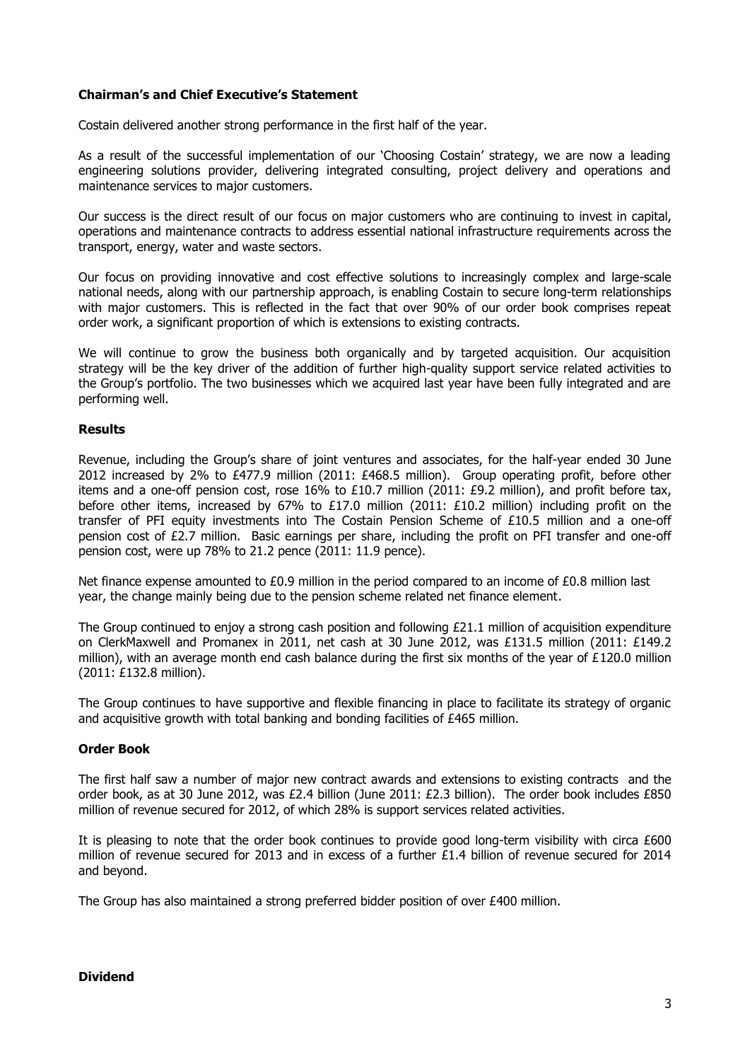## Chairman's and Chief Executive's Statement

Costain delivered another strong performance in the first half of the year.

As a result of the successful implementation of our 'Choosing Costain' strategy, we are now a leading engineering solutions provider, delivering integrated consulting, project delivery and operations and maintenance services to major customers.

Our success is the direct result of our focus on major customers who are continuing to invest in capital, operations and maintenance contracts to address essential national infrastructure requirements across the transport, energy, water and waste sectors.

Our focus on providing innovative and cost effective solutions to increasingly complex and large-scale national needs, along with our partnership approach, is enabling Costain to secure long-term relationships with major customers. This is reflected in the fact that over 90% of our order book comprises repeat order work, a significant proportion of which is extensions to existing contracts.

We will continue to grow the business both organically and by targeted acquisition. Our acquisition strategy will be the key driver of the addition of further high-quality support service related activities to the Group's portfolio. The two businesses which we acquired last year have been fully integrated and are performing well.

### Results

Revenue, including the Group's share of joint ventures and associates, for the half-year ended 30 June 2012 increased by 2% to £477.9 million (2011: £468.5 million). Group operating profit, before other items and a one-off pension cost, rose 16% to £10.7 million (2011: £9.2 million), and profit before tax, before other items, increased by 67% to £17.0 million (2011: £10.2 million) including profit on the transfer of PFI equity investments into The Costain Pension Scheme of £10.5 million and a one-off pension cost of £2.7 million. Basic earnings per share, including the profit on PFI transfer and one-off pension cost, were up 78% to 21.2 pence (2011: 11.9 pence).

Net finance expense amounted to £0.9 million in the period compared to an income of £0.8 million last year, the change mainly being due to the pension scheme related net finance element.

The Group continued to enjoy a strong cash position and following £21.1 million of acquisition expenditure on ClerkMaxwell and Promanex in 2011, net cash at 30 June 2012, was £131.5 million (2011: £149.2 million), with an average month end cash balance during the first six months of the year of £120.0 million (2011: £132.8 million).

The Group continues to have supportive and flexible financing in place to facilitate its strategy of organic and acquisitive growth with total banking and bonding facilities of £465 million.

### Order Book

The first half saw a number of major new contract awards and extensions to existing contracts and the order book, as at 30 June 2012, was £2.4 billion (June 2011: £2.3 billion). The order book includes £850 million of revenue secured for 2012, of which 28% is support services related activities.

It is pleasing to note that the order book continues to provide good long-term visibility with circa £600 million of revenue secured for 2013 and in excess of a further £1.4 billion of revenue secured for 2014 and beyond.

The Group has also maintained a strong preferred bidder position of over £400 million.

### Dividend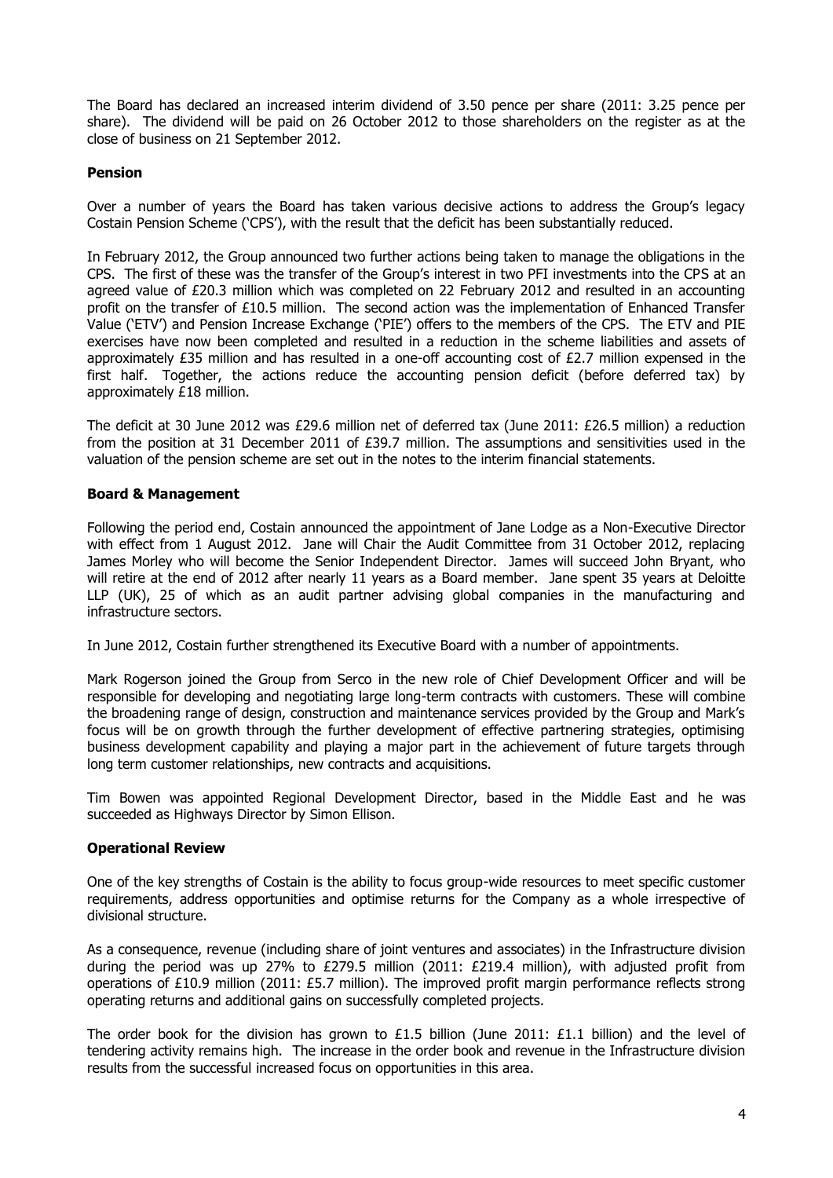The Board has declared an increased interim dividend of 3.50 pence per share (2011: 3.25 pence per share). The dividend will be paid on 26 October 2012 to those shareholders on the register as at the close of business on 21 September 2012.

### Pension

Over a number of years the Board has taken various decisive actions to address the Group's legacy Costain Pension Scheme ('CPS'), with the result that the deficit has been substantially reduced.

In February 2012, the Group announced two further actions being taken to manage the obligations in the CPS. The first of these was the transfer of the Group's interest in two PFI investments into the CPS at an agreed value of £20.3 million which was completed on 22 February 2012 and resulted in an accounting profit on the transfer of £10.5 million. The second action was the implementation of Enhanced Transfer Value ('ETV') and Pension Increase Exchange ('PIE') offers to the members of the CPS. The ETV and PIE exercises have now been completed and resulted in a reduction in the scheme liabilities and assets of approximately £35 million and has resulted in a one-off accounting cost of £2.7 million expensed in the first half. Together, the actions reduce the accounting pension deficit (before deferred tax) by approximately £18 million.

The deficit at 30 June 2012 was £29.6 million net of deferred tax (June 2011: £26.5 million) a reduction from the position at 31 December 2011 of £39.7 million. The assumptions and sensitivities used in the valuation of the pension scheme are set out in the notes to the interim financial statements.

### Board & Management

Following the period end, Costain announced the appointment of Jane Lodge as a Non-Executive Director with effect from 1 August 2012. Jane will Chair the Audit Committee from 31 October 2012, replacing James Morley who will become the Senior Independent Director. James will succeed John Bryant, who will retire at the end of 2012 after nearly 11 years as a Board member. Jane spent 35 years at Deloitte LLP (UK), 25 of which as an audit partner advising global companies in the manufacturing and infrastructure sectors.

In June 2012, Costain further strengthened its Executive Board with a number of appointments.

Mark Rogerson joined the Group from Serco in the new role of Chief Development Officer and will be responsible for developing and negotiating large long-term contracts with customers. These will combine the broadening range of design, construction and maintenance services provided by the Group and Mark's focus will be on growth through the further development of effective partnering strategies, optimising business development capability and playing a major part in the achievement of future targets through long term customer relationships, new contracts and acquisitions.

Tim Bowen was appointed Regional Development Director, based in the Middle East and he was succeeded as Highways Director by Simon Ellison.

### Operational Review

One of the key strengths of Costain is the ability to focus group-wide resources to meet specific customer requirements, address opportunities and optimise returns for the Company as a whole irrespective of divisional structure.

As a consequence, revenue (including share of joint ventures and associates) in the Infrastructure division during the period was up 27% to £279.5 million (2011: £219.4 million), with adjusted profit from operations of £10.9 million (2011: £5.7 million). The improved profit margin performance reflects strong operating returns and additional gains on successfully completed projects.

The order book for the division has grown to £1.5 billion (June 2011: £1.1 billion) and the level of tendering activity remains high. The increase in the order book and revenue in the Infrastructure division results from the successful increased focus on opportunities in this area.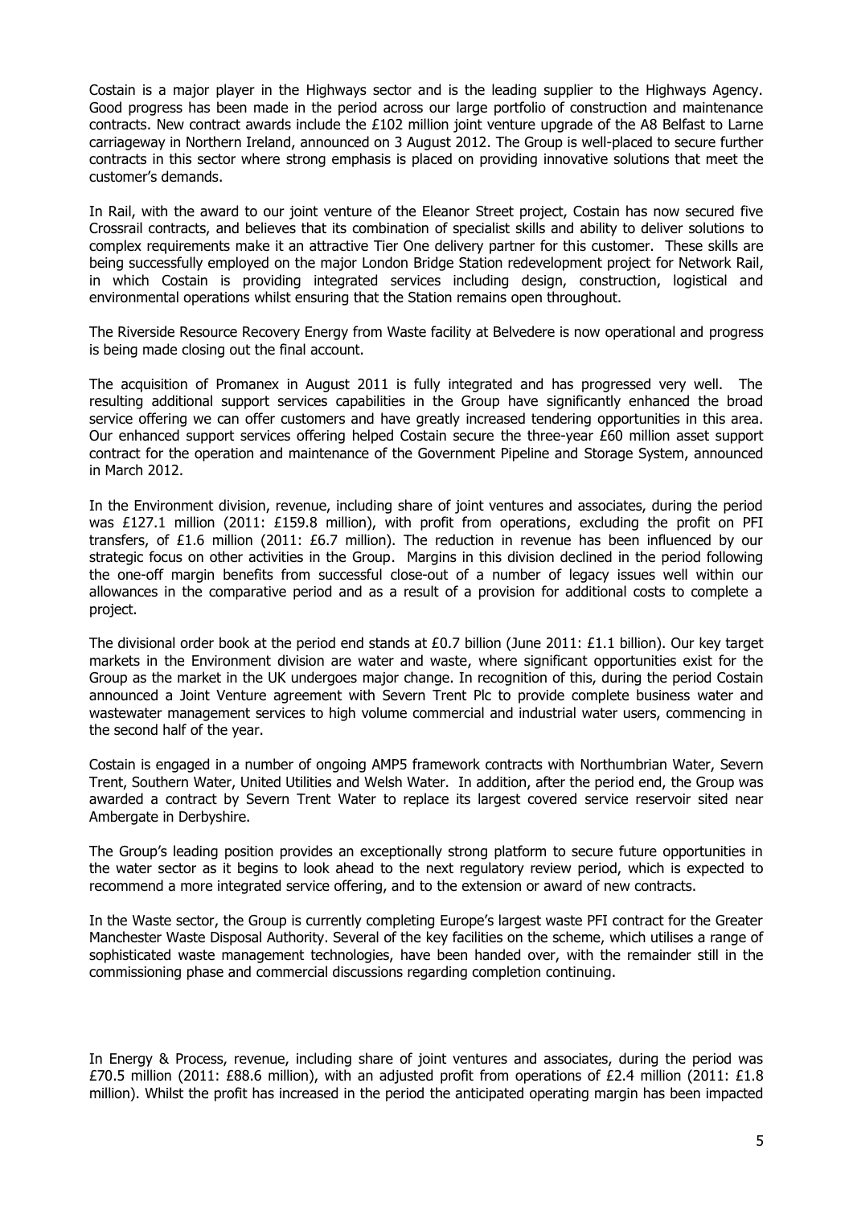Costain is a major player in the Highways sector and is the leading supplier to the Highways Agency. Good progress has been made in the period across our large portfolio of construction and maintenance contracts. New contract awards include the £102 million joint venture upgrade of the A8 Belfast to Larne carriageway in Northern Ireland, announced on 3 August 2012. The Group is well-placed to secure further contracts in this sector where strong emphasis is placed on providing innovative solutions that meet the customer's demands.

In Rail, with the award to our joint venture of the Eleanor Street project, Costain has now secured five Crossrail contracts, and believes that its combination of specialist skills and ability to deliver solutions to complex requirements make it an attractive Tier One delivery partner for this customer. These skills are being successfully employed on the major London Bridge Station redevelopment project for Network Rail, in which Costain is providing integrated services including design, construction, logistical and environmental operations whilst ensuring that the Station remains open throughout.

The Riverside Resource Recovery Energy from Waste facility at Belvedere is now operational and progress is being made closing out the final account.

The acquisition of Promanex in August 2011 is fully integrated and has progressed very well. The resulting additional support services capabilities in the Group have significantly enhanced the broad service offering we can offer customers and have greatly increased tendering opportunities in this area. Our enhanced support services offering helped Costain secure the three-year £60 million asset support contract for the operation and maintenance of the Government Pipeline and Storage System, announced in March 2012.

In the Environment division, revenue, including share of joint ventures and associates, during the period was £127.1 million (2011: £159.8 million), with profit from operations, excluding the profit on PFI transfers, of £1.6 million (2011: £6.7 million). The reduction in revenue has been influenced by our strategic focus on other activities in the Group. Margins in this division declined in the period following the one-off margin benefits from successful close-out of a number of legacy issues well within our allowances in the comparative period and as a result of a provision for additional costs to complete a project.

The divisional order book at the period end stands at £0.7 billion (June 2011: £1.1 billion). Our key target markets in the Environment division are water and waste, where significant opportunities exist for the Group as the market in the UK undergoes major change. In recognition of this, during the period Costain announced a Joint Venture agreement with Severn Trent Plc to provide complete business water and wastewater management services to high volume commercial and industrial water users, commencing in the second half of the year.

Costain is engaged in a number of ongoing AMP5 framework contracts with Northumbrian Water, Severn Trent, Southern Water, United Utilities and Welsh Water. In addition, after the period end, the Group was awarded a contract by Severn Trent Water to replace its largest covered service reservoir sited near Ambergate in Derbyshire.

The Group's leading position provides an exceptionally strong platform to secure future opportunities in the water sector as it begins to look ahead to the next regulatory review period, which is expected to recommend a more integrated service offering, and to the extension or award of new contracts.

In the Waste sector, the Group is currently completing Europe's largest waste PFI contract for the Greater Manchester Waste Disposal Authority. Several of the key facilities on the scheme, which utilises a range of sophisticated waste management technologies, have been handed over, with the remainder still in the commissioning phase and commercial discussions regarding completion continuing.

In Energy & Process, revenue, including share of joint ventures and associates, during the period was £70.5 million (2011: £88.6 million), with an adjusted profit from operations of £2.4 million (2011: £1.8 million). Whilst the profit has increased in the period the anticipated operating margin has been impacted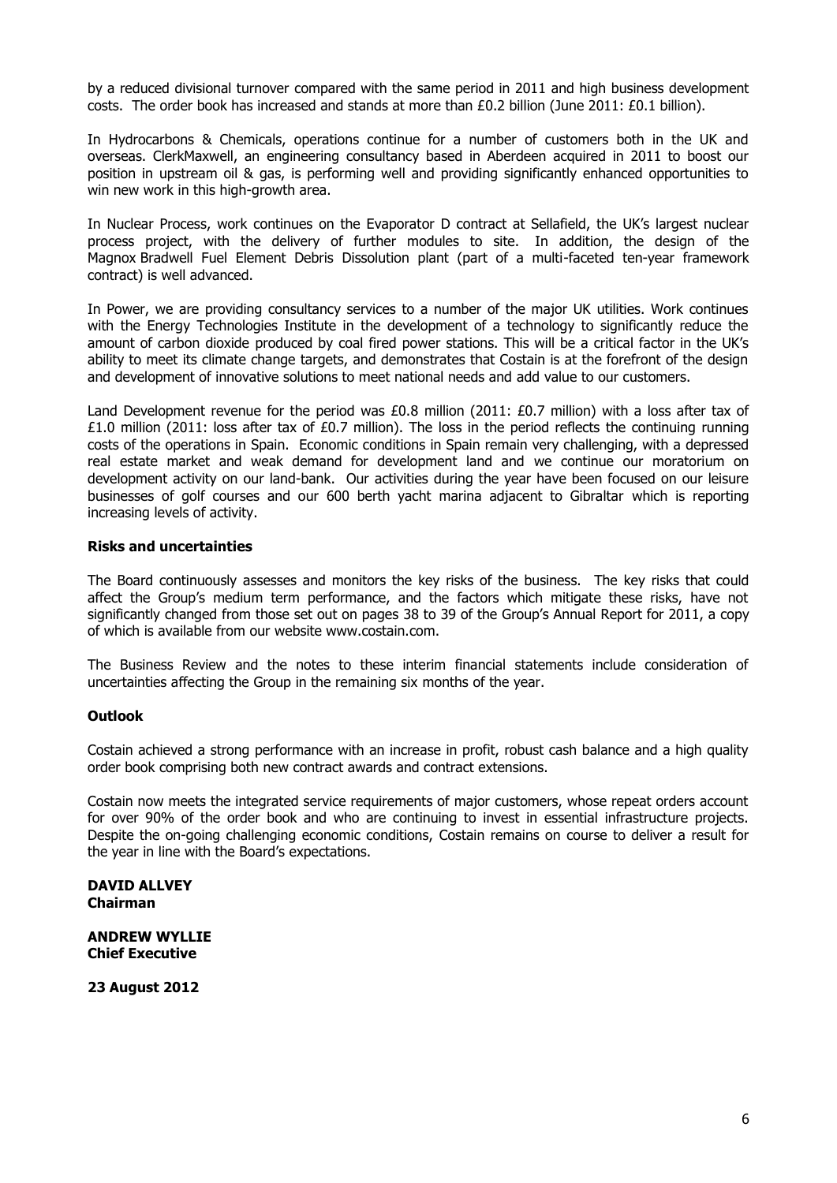by a reduced divisional turnover compared with the same period in 2011 and high business development costs. The order book has increased and stands at more than £0.2 billion (June 2011: £0.1 billion).

In Hydrocarbons & Chemicals, operations continue for a number of customers both in the UK and overseas. ClerkMaxwell, an engineering consultancy based in Aberdeen acquired in 2011 to boost our position in upstream oil & gas, is performing well and providing significantly enhanced opportunities to win new work in this high-growth area.

In Nuclear Process, work continues on the Evaporator D contract at Sellafield, the UK's largest nuclear process project, with the delivery of further modules to site. In addition, the design of the Magnox Bradwell Fuel Element Debris Dissolution plant (part of a multi-faceted ten-year framework contract) is well advanced.

In Power, we are providing consultancy services to a number of the major UK utilities. Work continues with the Energy Technologies Institute in the development of a technology to significantly reduce the amount of carbon dioxide produced by coal fired power stations. This will be a critical factor in the UK's ability to meet its climate change targets, and demonstrates that Costain is at the forefront of the design and development of innovative solutions to meet national needs and add value to our customers.

Land Development revenue for the period was £0.8 million (2011: £0.7 million) with a loss after tax of £1.0 million (2011: loss after tax of £0.7 million). The loss in the period reflects the continuing running costs of the operations in Spain. Economic conditions in Spain remain very challenging, with a depressed real estate market and weak demand for development land and we continue our moratorium on development activity on our land-bank. Our activities during the year have been focused on our leisure businesses of golf courses and our 600 berth yacht marina adjacent to Gibraltar which is reporting increasing levels of activity.

**Risks and uncertainties**

The Board continuously assesses and monitors the key risks of the business. The key risks that could affect the Group's medium term performance, and the factors which mitigate these risks, have not significantly changed from those set out on pages 38 to 39 of the Group's Annual Report for 2011, a copy of which is available from our website www.costain.com.

The Business Review and the notes to these interim financial statements include consideration of uncertainties affecting the Group in the remaining six months of the year.

**Outlook**

Costain achieved a strong performance with an increase in profit, robust cash balance and a high quality order book comprising both new contract awards and contract extensions.

Costain now meets the integrated service requirements of major customers, whose repeat orders account for over 90% of the order book and who are continuing to invest in essential infrastructure projects. Despite the on-going challenging economic conditions, Costain remains on course to deliver a result for the year in line with the Board's expectations.

**DAVID ALLVEY**
**Chairman**

**ANDREW WYLLIE**
**Chief Executive**

**23 August 2012**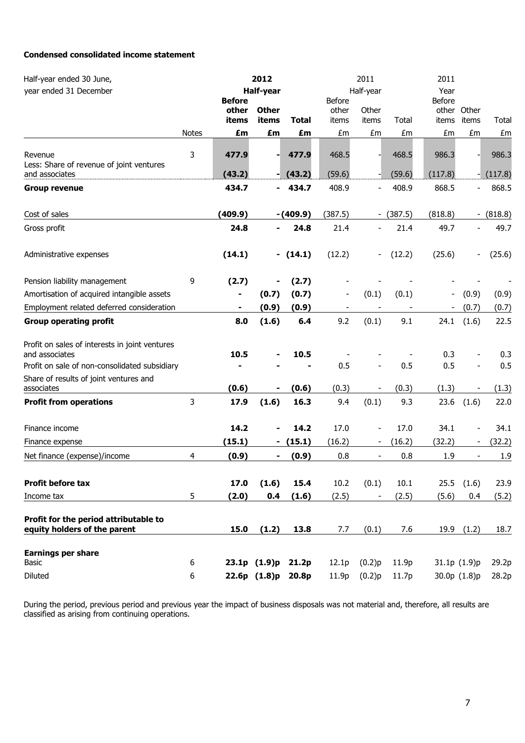**Condensed consolidated income statement**

| Half-year ended 30 June, year ended 31 December | | 2012 Half-year | | | 2011 Half-year | | | 2011 Year | | |
|---|---|---|---|---|---|---|---|---|---|---|
| | | **Before other items** | **Other items** | **Total** | Before other items | Other items | Total | Before other items | Other items | Total |
| | Notes | **£m** | **£m** | **£m** | £m | £m | £m | £m | £m | £m |
| Revenue | 3 | **477.9** | **-** | **477.9** | 468.5 | - | 468.5 | 986.3 | - | 986.3 |
| Less: Share of revenue of joint ventures and associates | | **(43.2)** | **-** | **(43.2)** | (59.6) | - | (59.6) | (117.8) | - | (117.8) |
| **Group revenue** | | **434.7** | **-** | **434.7** | 408.9 | - | 408.9 | 868.5 | - | 868.5 |
| Cost of sales | | **(409.9)** | **-** | **(409.9)** | (387.5) | - | (387.5) | (818.8) | - | (818.8) |
| Gross profit | | **24.8** | **-** | **24.8** | 21.4 | - | 21.4 | 49.7 | - | 49.7 |
| Administrative expenses | | **(14.1)** | **-** | **(14.1)** | (12.2) | - | (12.2) | (25.6) | - | (25.6) |
| Pension liability management | 9 | **(2.7)** | **-** | **(2.7)** | - | - | - | - | - | - |
| Amortisation of acquired intangible assets | | **-** | **(0.7)** | **(0.7)** | - | (0.1) | (0.1) | - | (0.9) | (0.9) |
| Employment related deferred consideration | | **-** | **(0.9)** | **(0.9)** | - | - | - | - | (0.7) | (0.7) |
| **Group operating profit** | | **8.0** | **(1.6)** | **6.4** | 9.2 | (0.1) | 9.1 | 24.1 | (1.6) | 22.5 |
| Profit on sales of interests in joint ventures and associates | | **10.5** | **-** | **10.5** | - | - | - | 0.3 | - | 0.3 |
| Profit on sale of non-consolidated subsidiary | | **-** | **-** | **-** | 0.5 | - | 0.5 | 0.5 | - | 0.5 |
| Share of results of joint ventures and associates | | **(0.6)** | **-** | **(0.6)** | (0.3) | - | (0.3) | (1.3) | - | (1.3) |
| **Profit from operations** | 3 | **17.9** | **(1.6)** | **16.3** | 9.4 | (0.1) | 9.3 | 23.6 | (1.6) | 22.0 |
| Finance income | | **14.2** | **-** | **14.2** | 17.0 | - | 17.0 | 34.1 | - | 34.1 |
| Finance expense | | **(15.1)** | **-** | **(15.1)** | (16.2) | - | (16.2) | (32.2) | - | (32.2) |
| Net finance (expense)/income | 4 | **(0.9)** | **-** | **(0.9)** | 0.8 | - | 0.8 | 1.9 | - | 1.9 |
| **Profit before tax** | | **17.0** | **(1.6)** | **15.4** | 10.2 | (0.1) | 10.1 | 25.5 | (1.6) | 23.9 |
| Income tax | 5 | **(2.0)** | **0.4** | **(1.6)** | (2.5) | - | (2.5) | (5.6) | 0.4 | (5.2) |
| **Profit for the period attributable to equity holders of the parent** | | **15.0** | **(1.2)** | **13.8** | 7.7 | (0.1) | 7.6 | 19.9 | (1.2) | 18.7 |
| **Earnings per share** | | | | | | | | | | |
| Basic | 6 | **23.1p** | **(1.9)p** | **21.2p** | 12.1p | (0.2)p | 11.9p | 31.1p | (1.9)p | 29.2p |
| Diluted | 6 | **22.6p** | **(1.8)p** | **20.8p** | 11.9p | (0.2)p | 11.7p | 30.0p | (1.8)p | 28.2p |

During the period, previous period and previous year the impact of business disposals was not material and, therefore, all results are classified as arising from continuing operations.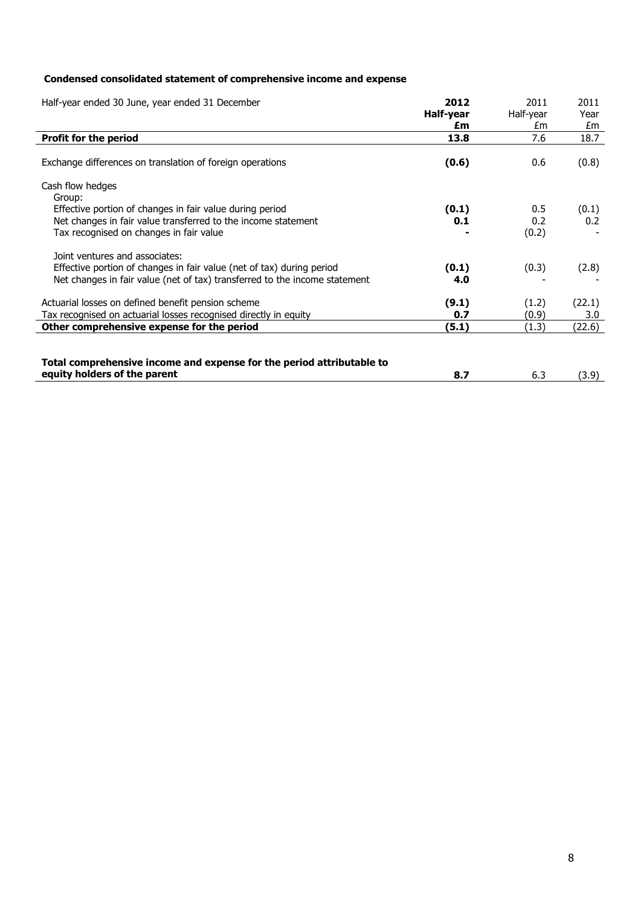**Condensed consolidated statement of comprehensive income and expense**

| Half-year ended 30 June, year ended 31 December | **2012 Half-year £m** | 2011 Half-year £m | 2011 Year £m |
|---|---|---|---|
| **Profit for the period** | **13.8** | 7.6 | 18.7 |
| | | | |
| Exchange differences on translation of foreign operations | **(0.6)** | 0.6 | (0.8) |
| | | | |
| Cash flow hedges | | | |
| Group: | | | |
| Effective portion of changes in fair value during period | **(0.1)** | 0.5 | (0.1) |
| Net changes in fair value transferred to the income statement | **0.1** | 0.2 | 0.2 |
| Tax recognised on changes in fair value | **-** | (0.2) | - |
| | | | |
| Joint ventures and associates: | | | |
| Effective portion of changes in fair value (net of tax) during period | **(0.1)** | (0.3) | (2.8) |
| Net changes in fair value (net of tax) transferred to the income statement | **4.0** | - | - |
| | | | |
| Actuarial losses on defined benefit pension scheme | **(9.1)** | (1.2) | (22.1) |
| Tax recognised on actuarial losses recognised directly in equity | **0.7** | (0.9) | 3.0 |
| **Other comprehensive expense for the period** | **(5.1)** | (1.3) | (22.6) |
| | | | |
| **Total comprehensive income and expense for the period attributable to equity holders of the parent** | **8.7** | 6.3 | (3.9) |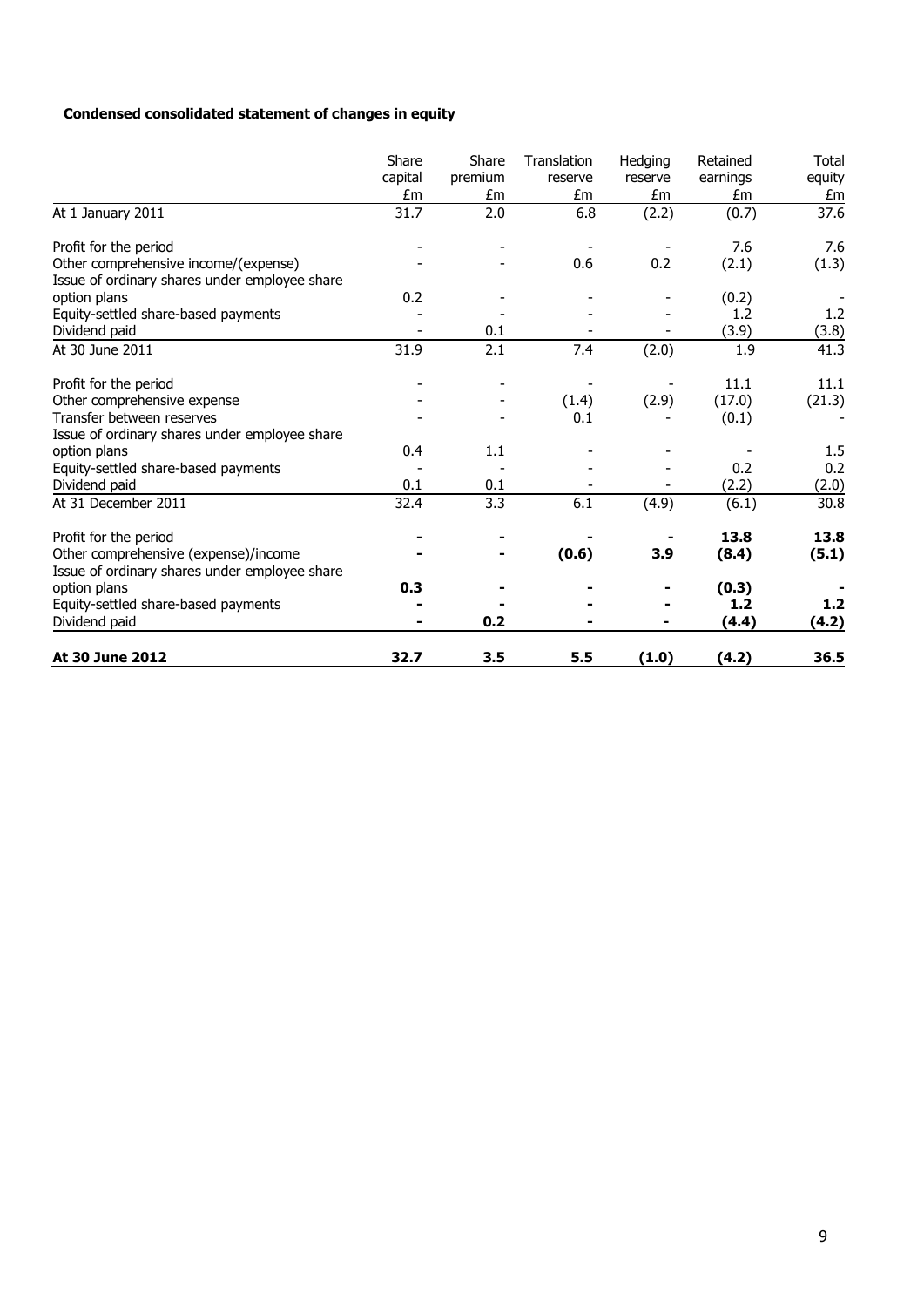**Condensed consolidated statement of changes in equity**

| | Share capital £m | Share premium £m | Translation reserve £m | Hedging reserve £m | Retained earnings £m | Total equity £m |
|---|---|---|---|---|---|---|
| At 1 January 2011 | 31.7 | 2.0 | 6.8 | (2.2) | (0.7) | 37.6 |
| Profit for the period | - | - | - | - | 7.6 | 7.6 |
| Other comprehensive income/(expense) | - | - | 0.6 | 0.2 | (2.1) | (1.3) |
| Issue of ordinary shares under employee share option plans | 0.2 | - | - | - | (0.2) | - |
| Equity-settled share-based payments | - | - | - | - | 1.2 | 1.2 |
| Dividend paid | - | 0.1 | - | - | (3.9) | (3.8) |
| At 30 June 2011 | 31.9 | 2.1 | 7.4 | (2.0) | 1.9 | 41.3 |
| Profit for the period | - | - | - | - | 11.1 | 11.1 |
| Other comprehensive expense | - | - | (1.4) | (2.9) | (17.0) | (21.3) |
| Transfer between reserves | - | - | 0.1 | - | (0.1) | - |
| Issue of ordinary shares under employee share option plans | 0.4 | 1.1 | - | - | - | 1.5 |
| Equity-settled share-based payments | - | - | - | - | 0.2 | 0.2 |
| Dividend paid | 0.1 | 0.1 | - | - | (2.2) | (2.0) |
| At 31 December 2011 | 32.4 | 3.3 | 6.1 | (4.9) | (6.1) | 30.8 |
| Profit for the period | **-** | **-** | **-** | **-** | **13.8** | **13.8** |
| Other comprehensive (expense)/income | **-** | **-** | **(0.6)** | **3.9** | **(8.4)** | **(5.1)** |
| Issue of ordinary shares under employee share option plans | **0.3** | **-** | **-** | **-** | **(0.3)** | **-** |
| Equity-settled share-based payments | **-** | **-** | **-** | **-** | **1.2** | **1.2** |
| Dividend paid | **-** | **0.2** | **-** | **-** | **(4.4)** | **(4.2)** |
| **At 30 June 2012** | **32.7** | **3.5** | **5.5** | **(1.0)** | **(4.2)** | **36.5** |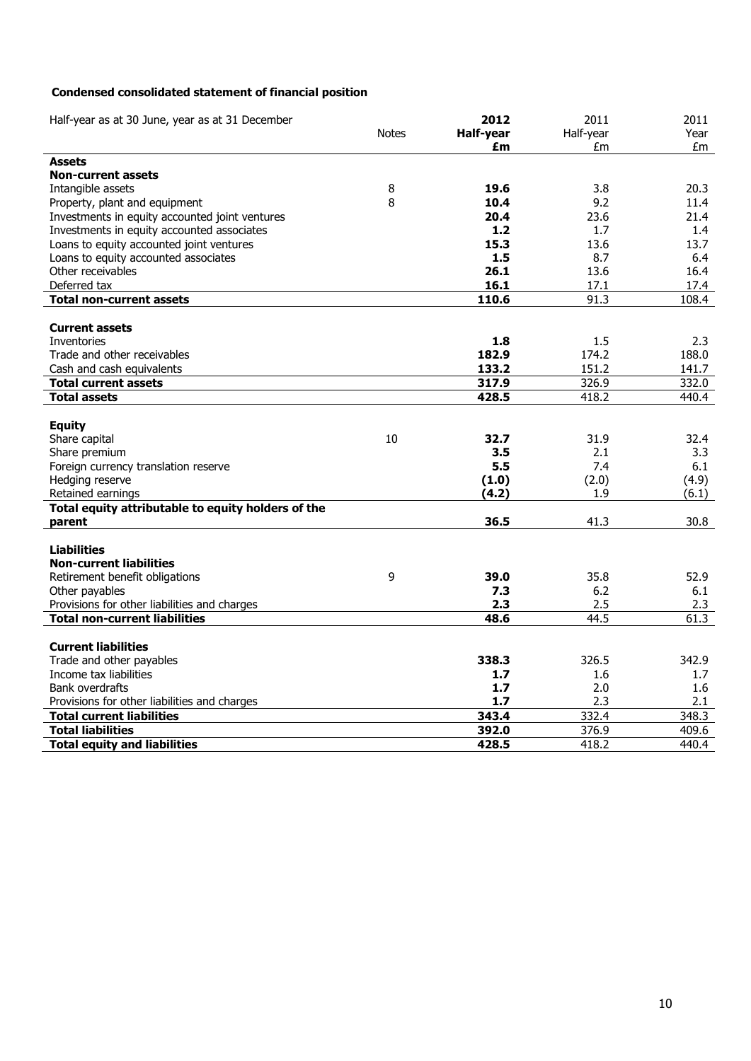**Condensed consolidated statement of financial position**

| Half-year as at 30 June, year as at 31 December | Notes | **2012 Half-year £m** | 2011 Half-year £m | 2011 Year £m |
|---|---|---|---|---|
| **Assets** | | | | |
| **Non-current assets** | | | | |
| Intangible assets | 8 | **19.6** | 3.8 | 20.3 |
| Property, plant and equipment | 8 | **10.4** | 9.2 | 11.4 |
| Investments in equity accounted joint ventures | | **20.4** | 23.6 | 21.4 |
| Investments in equity accounted associates | | **1.2** | 1.7 | 1.4 |
| Loans to equity accounted joint ventures | | **15.3** | 13.6 | 13.7 |
| Loans to equity accounted associates | | **1.5** | 8.7 | 6.4 |
| Other receivables | | **26.1** | 13.6 | 16.4 |
| Deferred tax | | **16.1** | 17.1 | 17.4 |
| **Total non-current assets** | | **110.6** | 91.3 | 108.4 |
| | | | | |
| **Current assets** | | | | |
| Inventories | | **1.8** | 1.5 | 2.3 |
| Trade and other receivables | | **182.9** | 174.2 | 188.0 |
| Cash and cash equivalents | | **133.2** | 151.2 | 141.7 |
| **Total current assets** | | **317.9** | 326.9 | 332.0 |
| **Total assets** | | **428.5** | 418.2 | 440.4 |
| | | | | |
| **Equity** | | | | |
| Share capital | 10 | **32.7** | 31.9 | 32.4 |
| Share premium | | **3.5** | 2.1 | 3.3 |
| Foreign currency translation reserve | | **5.5** | 7.4 | 6.1 |
| Hedging reserve | | **(1.0)** | (2.0) | (4.9) |
| Retained earnings | | **(4.2)** | 1.9 | (6.1) |
| **Total equity attributable to equity holders of the parent** | | **36.5** | 41.3 | 30.8 |
| | | | | |
| **Liabilities** | | | | |
| **Non-current liabilities** | | | | |
| Retirement benefit obligations | 9 | **39.0** | 35.8 | 52.9 |
| Other payables | | **7.3** | 6.2 | 6.1 |
| Provisions for other liabilities and charges | | **2.3** | 2.5 | 2.3 |
| **Total non-current liabilities** | | **48.6** | 44.5 | 61.3 |
| | | | | |
| **Current liabilities** | | | | |
| Trade and other payables | | **338.3** | 326.5 | 342.9 |
| Income tax liabilities | | **1.7** | 1.6 | 1.7 |
| Bank overdrafts | | **1.7** | 2.0 | 1.6 |
| Provisions for other liabilities and charges | | **1.7** | 2.3 | 2.1 |
| **Total current liabilities** | | **343.4** | 332.4 | 348.3 |
| **Total liabilities** | | **392.0** | 376.9 | 409.6 |
| **Total equity and liabilities** | | **428.5** | 418.2 | 440.4 |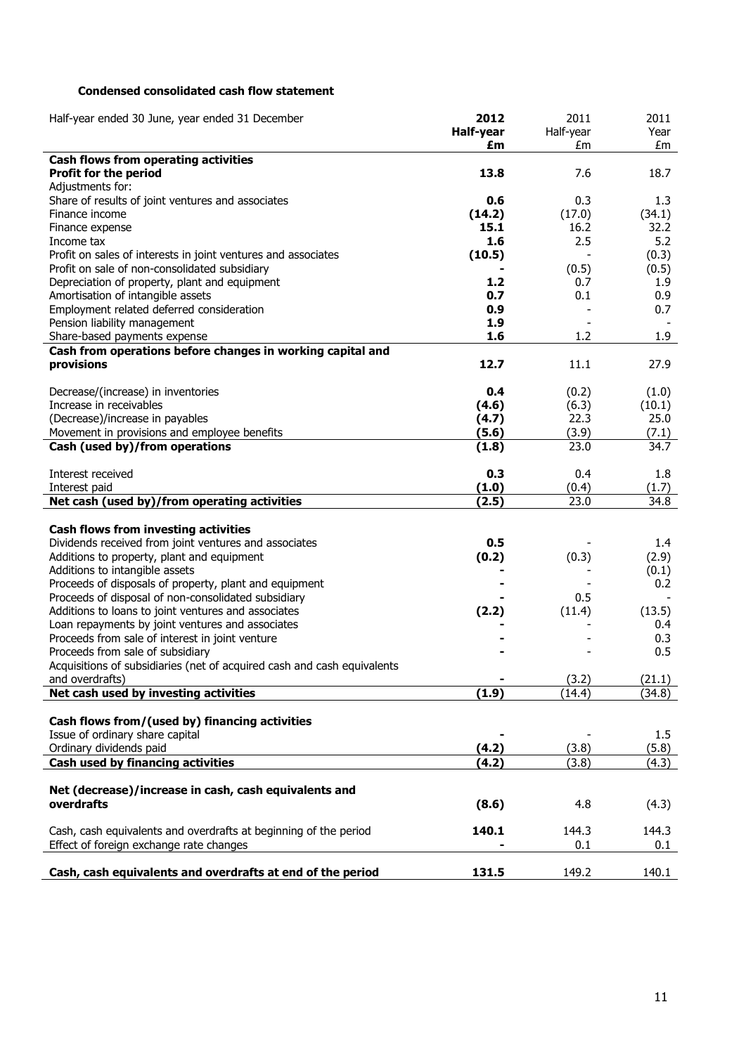### Condensed consolidated cash flow statement

| Half-year ended 30 June, year ended 31 December | **2012 Half-year £m** | 2011 Half-year £m | 2011 Year £m |
|---|---|---|---|
| **Cash flows from operating activities** | | | |
| **Profit for the period** | **13.8** | 7.6 | 18.7 |
| Adjustments for: | | | |
| Share of results of joint ventures and associates | **0.6** | 0.3 | 1.3 |
| Finance income | **(14.2)** | (17.0) | (34.1) |
| Finance expense | **15.1** | 16.2 | 32.2 |
| Income tax | **1.6** | 2.5 | 5.2 |
| Profit on sales of interests in joint ventures and associates | **(10.5)** | - | (0.3) |
| Profit on sale of non-consolidated subsidiary | **-** | (0.5) | (0.5) |
| Depreciation of property, plant and equipment | **1.2** | 0.7 | 1.9 |
| Amortisation of intangible assets | **0.7** | 0.1 | 0.9 |
| Employment related deferred consideration | **0.9** | - | 0.7 |
| Pension liability management | **1.9** | - | - |
| Share-based payments expense | **1.6** | 1.2 | 1.9 |
| **Cash from operations before changes in working capital and provisions** | **12.7** | 11.1 | 27.9 |
| Decrease/(increase) in inventories | **0.4** | (0.2) | (1.0) |
| Increase in receivables | **(4.6)** | (6.3) | (10.1) |
| (Decrease)/increase in payables | **(4.7)** | 22.3 | 25.0 |
| Movement in provisions and employee benefits | **(5.6)** | (3.9) | (7.1) |
| **Cash (used by)/from operations** | **(1.8)** | 23.0 | 34.7 |
| Interest received | **0.3** | 0.4 | 1.8 |
| Interest paid | **(1.0)** | (0.4) | (1.7) |
| **Net cash (used by)/from operating activities** | **(2.5)** | 23.0 | 34.8 |
| **Cash flows from investing activities** | | | |
| Dividends received from joint ventures and associates | **0.5** | - | 1.4 |
| Additions to property, plant and equipment | **(0.2)** | (0.3) | (2.9) |
| Additions to intangible assets | **-** | - | (0.1) |
| Proceeds of disposals of property, plant and equipment | **-** | - | 0.2 |
| Proceeds of disposal of non-consolidated subsidiary | **-** | 0.5 | - |
| Additions to loans to joint ventures and associates | **(2.2)** | (11.4) | (13.5) |
| Loan repayments by joint ventures and associates | **-** | - | 0.4 |
| Proceeds from sale of interest in joint venture | **-** | - | 0.3 |
| Proceeds from sale of subsidiary | **-** | - | 0.5 |
| Acquisitions of subsidiaries (net of acquired cash and cash equivalents and overdrafts) | **-** | (3.2) | (21.1) |
| **Net cash used by investing activities** | **(1.9)** | (14.4) | (34.8) |
| **Cash flows from/(used by) financing activities** | | | |
| Issue of ordinary share capital | **-** | - | 1.5 |
| Ordinary dividends paid | **(4.2)** | (3.8) | (5.8) |
| **Cash used by financing activities** | **(4.2)** | (3.8) | (4.3) |
| **Net (decrease)/increase in cash, cash equivalents and overdrafts** | **(8.6)** | 4.8 | (4.3) |
| Cash, cash equivalents and overdrafts at beginning of the period | **140.1** | 144.3 | 144.3 |
| Effect of foreign exchange rate changes | **-** | 0.1 | 0.1 |
| **Cash, cash equivalents and overdrafts at end of the period** | **131.5** | 149.2 | 140.1 |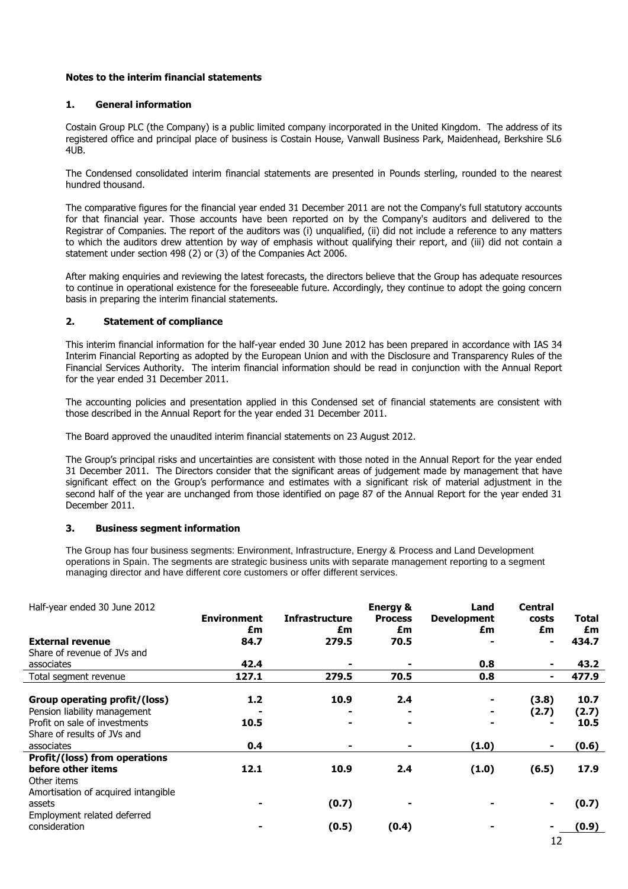**Notes to the interim financial statements**

## 1. General information

Costain Group PLC (the Company) is a public limited company incorporated in the United Kingdom. The address of its registered office and principal place of business is Costain House, Vanwall Business Park, Maidenhead, Berkshire SL6 4UB.

The Condensed consolidated interim financial statements are presented in Pounds sterling, rounded to the nearest hundred thousand.

The comparative figures for the financial year ended 31 December 2011 are not the Company's full statutory accounts for that financial year. Those accounts have been reported on by the Company's auditors and delivered to the Registrar of Companies. The report of the auditors was (i) unqualified, (ii) did not include a reference to any matters to which the auditors drew attention by way of emphasis without qualifying their report, and (iii) did not contain a statement under section 498 (2) or (3) of the Companies Act 2006.

After making enquiries and reviewing the latest forecasts, the directors believe that the Group has adequate resources to continue in operational existence for the foreseeable future. Accordingly, they continue to adopt the going concern basis in preparing the interim financial statements.

## 2. Statement of compliance

This interim financial information for the half-year ended 30 June 2012 has been prepared in accordance with IAS 34 Interim Financial Reporting as adopted by the European Union and with the Disclosure and Transparency Rules of the Financial Services Authority. The interim financial information should be read in conjunction with the Annual Report for the year ended 31 December 2011.

The accounting policies and presentation applied in this Condensed set of financial statements are consistent with those described in the Annual Report for the year ended 31 December 2011.

The Board approved the unaudited interim financial statements on 23 August 2012.

The Group's principal risks and uncertainties are consistent with those noted in the Annual Report for the year ended 31 December 2011. The Directors consider that the significant areas of judgement made by management that have significant effect on the Group's performance and estimates with a significant risk of material adjustment in the second half of the year are unchanged from those identified on page 87 of the Annual Report for the year ended 31 December 2011.

## 3. Business segment information

The Group has four business segments: Environment, Infrastructure, Energy & Process and Land Development operations in Spain. The segments are strategic business units with separate management reporting to a segment managing director and have different core customers or offer different services.

| Half-year ended 30 June 2012 | **Environment £m** | **Infrastructure £m** | **Energy & Process £m** | **Land Development £m** | **Central costs £m** | **Total £m** |
|---|---|---|---|---|---|---|
| **External revenue** | **84.7** | **279.5** | **70.5** | **-** | **-** | **434.7** |
| Share of revenue of JVs and associates | **42.4** | **-** | **-** | **0.8** | **-** | **43.2** |
| Total segment revenue | **127.1** | **279.5** | **70.5** | **0.8** | **-** | **477.9** |
| **Group operating profit/(loss)** | **1.2** | **10.9** | **2.4** | **-** | **(3.8)** | **10.7** |
| Pension liability management | **-** | **-** | **-** | **-** | **(2.7)** | **(2.7)** |
| Profit on sale of investments | **10.5** | **-** | **-** | **-** | **-** | **10.5** |
| Share of results of JVs and associates | **0.4** | **-** | **-** | **(1.0)** | **-** | **(0.6)** |
| **Profit/(loss) from operations before other items** | **12.1** | **10.9** | **2.4** | **(1.0)** | **(6.5)** | **17.9** |
| Other items | | | | | | |
| Amortisation of acquired intangible assets | **-** | **(0.7)** | **-** | **-** | **-** | **(0.7)** |
| Employment related deferred consideration | **-** | **(0.5)** | **(0.4)** | **-** | **-** | **(0.9)** |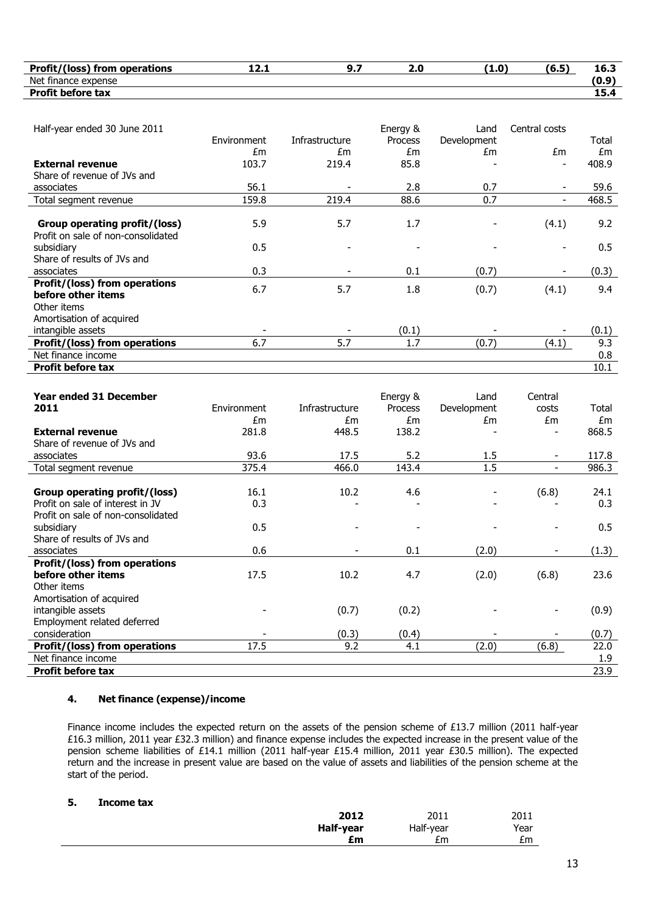| **Profit/(loss) from operations** | **12.1** | **9.7** | **2.0** | **(1.0)** | **(6.5)** | **16.3** |
|---|---|---|---|---|---|---|
| Net finance expense | | | | | | **(0.9)** |
| **Profit before tax** | | | | | | **15.4** |

| Half-year ended 30 June 2011 | Environment | Infrastructure | Energy & Process | Land Development | Central costs | Total |
|---|---|---|---|---|---|---|
| | £m | £m | £m | £m | £m | £m |
| **External revenue** | 103.7 | 219.4 | 85.8 | - | - | 408.9 |
| Share of revenue of JVs and associates | 56.1 | - | 2.8 | 0.7 | - | 59.6 |
| Total segment revenue | 159.8 | 219.4 | 88.6 | 0.7 | - | 468.5 |
| **Group operating profit/(loss)** | 5.9 | 5.7 | 1.7 | - | (4.1) | 9.2 |
| Profit on sale of non-consolidated subsidiary | 0.5 | - | - | - | - | 0.5 |
| Share of results of JVs and associates | 0.3 | - | 0.1 | (0.7) | - | (0.3) |
| **Profit/(loss) from operations before other items** | 6.7 | 5.7 | 1.8 | (0.7) | (4.1) | 9.4 |
| Other items | | | | | | |
| Amortisation of acquired intangible assets | - | - | (0.1) | - | - | (0.1) |
| **Profit/(loss) from operations** | 6.7 | 5.7 | 1.7 | (0.7) | (4.1) | 9.3 |
| Net finance income | | | | | | 0.8 |
| **Profit before tax** | | | | | | 10.1 |

| **Year ended 31 December 2011** | Environment | Infrastructure | Energy & Process | Land Development | Central costs | Total |
|---|---|---|---|---|---|---|
| | £m | £m | £m | £m | £m | £m |
| **External revenue** | 281.8 | 448.5 | 138.2 | - | - | 868.5 |
| Share of revenue of JVs and associates | 93.6 | 17.5 | 5.2 | 1.5 | - | 117.8 |
| Total segment revenue | 375.4 | 466.0 | 143.4 | 1.5 | - | 986.3 |
| **Group operating profit/(loss)** | 16.1 | 10.2 | 4.6 | - | (6.8) | 24.1 |
| Profit on sale of interest in JV | 0.3 | - | - | - | - | 0.3 |
| Profit on sale of non-consolidated subsidiary | 0.5 | - | - | - | - | 0.5 |
| Share of results of JVs and associates | 0.6 | - | 0.1 | (2.0) | - | (1.3) |
| **Profit/(loss) from operations before other items** | 17.5 | 10.2 | 4.7 | (2.0) | (6.8) | 23.6 |
| Other items | | | | | | |
| Amortisation of acquired intangible assets | - | (0.7) | (0.2) | - | - | (0.9) |
| Employment related deferred consideration | - | (0.3) | (0.4) | - | - | (0.7) |
| **Profit/(loss) from operations** | 17.5 | 9.2 | 4.1 | (2.0) | (6.8) | 22.0 |
| Net finance income | | | | | | 1.9 |
| **Profit before tax** | | | | | | 23.9 |

#### 4. Net finance (expense)/income

Finance income includes the expected return on the assets of the pension scheme of £13.7 million (2011 half-year £16.3 million, 2011 year £32.3 million) and finance expense includes the expected increase in the present value of the pension scheme liabilities of £14.1 million (2011 half-year £15.4 million, 2011 year £30.5 million). The expected return and the increase in present value are based on the value of assets and liabilities of the pension scheme at the start of the period.

#### 5. Income tax

| | **2012 Half-year** | 2011 Half-year | 2011 Year |
|---|---|---|---|
| | **£m** | £m | £m |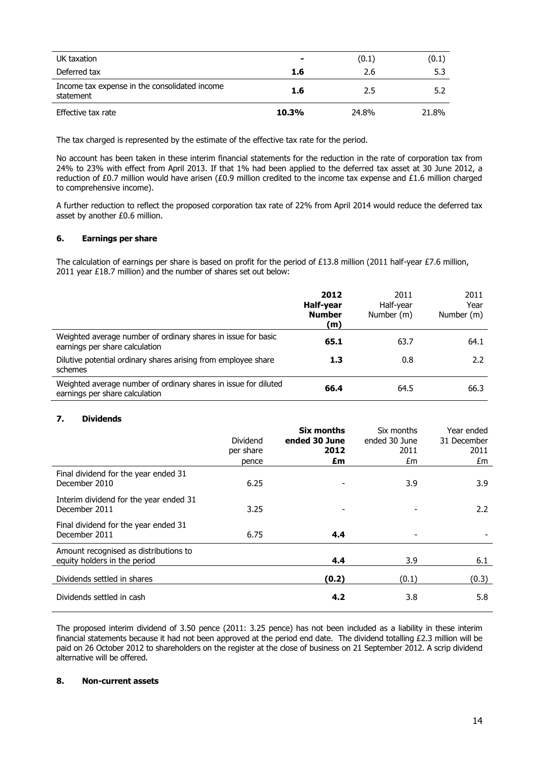| | | | |
|---|---|---|---|
| UK taxation | **-** | (0.1) | (0.1) |
| Deferred tax | **1.6** | 2.6 | 5.3 |
| Income tax expense in the consolidated income statement | **1.6** | 2.5 | 5.2 |
| Effective tax rate | **10.3%** | 24.8% | 21.8% |

The tax charged is represented by the estimate of the effective tax rate for the period.

No account has been taken in these interim financial statements for the reduction in the rate of corporation tax from 24% to 23% with effect from April 2013. If that 1% had been applied to the deferred tax asset at 30 June 2012, a reduction of £0.7 million would have arisen (£0.9 million credited to the income tax expense and £1.6 million charged to comprehensive income).

A further reduction to reflect the proposed corporation tax rate of 22% from April 2014 would reduce the deferred tax asset by another £0.6 million.

### 6. Earnings per share

The calculation of earnings per share is based on profit for the period of £13.8 million (2011 half-year £7.6 million, 2011 year £18.7 million) and the number of shares set out below:

| | **2012 Half-year Number (m)** | 2011 Half-year Number (m) | 2011 Year Number (m) |
|---|---|---|---|
| Weighted average number of ordinary shares in issue for basic earnings per share calculation | **65.1** | 63.7 | 64.1 |
| Dilutive potential ordinary shares arising from employee share schemes | **1.3** | 0.8 | 2.2 |
| Weighted average number of ordinary shares in issue for diluted earnings per share calculation | **66.4** | 64.5 | 66.3 |

### 7. Dividends

| | Dividend per share pence | **Six months ended 30 June 2012 £m** | Six months ended 30 June 2011 £m | Year ended 31 December 2011 £m |
|---|---|---|---|---|
| Final dividend for the year ended 31 December 2010 | 6.25 | - | 3.9 | 3.9 |
| Interim dividend for the year ended 31 December 2011 | 3.25 | - | - | 2.2 |
| Final dividend for the year ended 31 December 2011 | 6.75 | **4.4** | - | - |
| Amount recognised as distributions to equity holders in the period | | **4.4** | 3.9 | 6.1 |
| Dividends settled in shares | | **(0.2)** | (0.1) | (0.3) |
| Dividends settled in cash | | **4.2** | 3.8 | 5.8 |

The proposed interim dividend of 3.50 pence (2011: 3.25 pence) has not been included as a liability in these interim financial statements because it had not been approved at the period end date. The dividend totalling £2.3 million will be paid on 26 October 2012 to shareholders on the register at the close of business on 21 September 2012. A scrip dividend alternative will be offered.

### 8. Non-current assets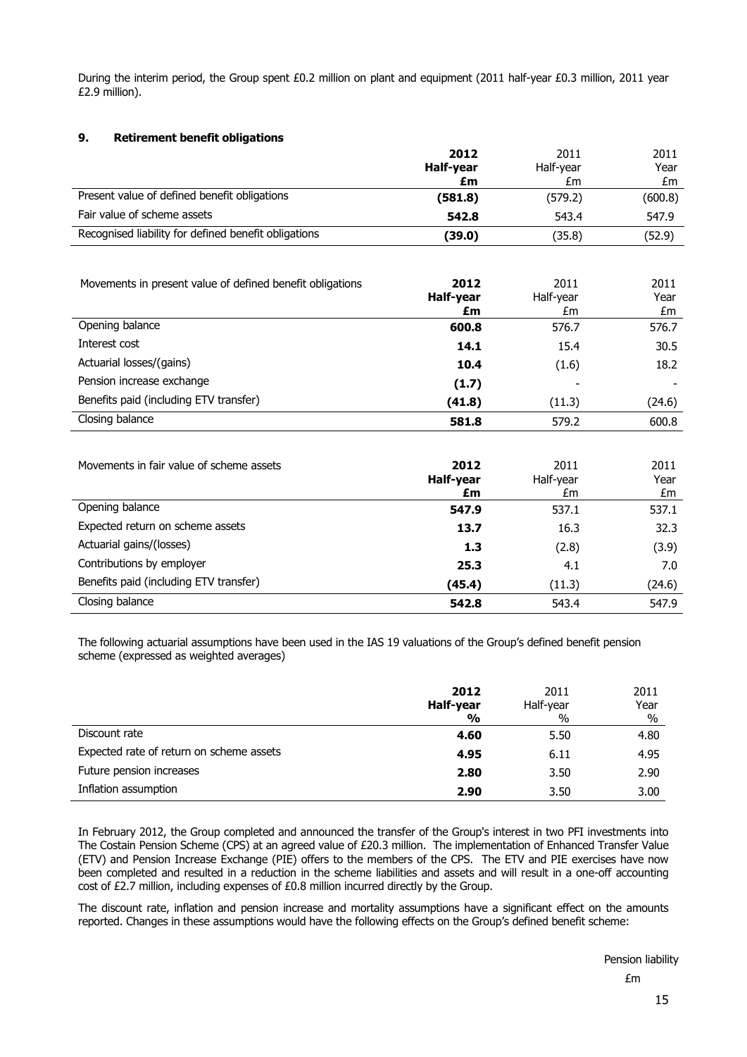During the interim period, the Group spent £0.2 million on plant and equipment (2011 half-year £0.3 million, 2011 year £2.9 million).

## 9. Retirement benefit obligations

| | **2012 Half-year £m** | 2011 Half-year £m | 2011 Year £m |
|---|---|---|---|
| Present value of defined benefit obligations | **(581.8)** | (579.2) | (600.8) |
| Fair value of scheme assets | **542.8** | 543.4 | 547.9 |
| Recognised liability for defined benefit obligations | **(39.0)** | (35.8) | (52.9) |

| Movements in present value of defined benefit obligations | **2012 Half-year £m** | 2011 Half-year £m | 2011 Year £m |
|---|---|---|---|
| Opening balance | **600.8** | 576.7 | 576.7 |
| Interest cost | **14.1** | 15.4 | 30.5 |
| Actuarial losses/(gains) | **10.4** | (1.6) | 18.2 |
| Pension increase exchange | **(1.7)** | - | - |
| Benefits paid (including ETV transfer) | **(41.8)** | (11.3) | (24.6) |
| Closing balance | **581.8** | 579.2 | 600.8 |

| Movements in fair value of scheme assets | **2012 Half-year £m** | 2011 Half-year £m | 2011 Year £m |
|---|---|---|---|
| Opening balance | **547.9** | 537.1 | 537.1 |
| Expected return on scheme assets | **13.7** | 16.3 | 32.3 |
| Actuarial gains/(losses) | **1.3** | (2.8) | (3.9) |
| Contributions by employer | **25.3** | 4.1 | 7.0 |
| Benefits paid (including ETV transfer) | **(45.4)** | (11.3) | (24.6) |
| Closing balance | **542.8** | 543.4 | 547.9 |

The following actuarial assumptions have been used in the IAS 19 valuations of the Group's defined benefit pension scheme (expressed as weighted averages)

| | **2012 Half-year %** | 2011 Half-year % | 2011 Year % |
|---|---|---|---|
| Discount rate | **4.60** | 5.50 | 4.80 |
| Expected rate of return on scheme assets | **4.95** | 6.11 | 4.95 |
| Future pension increases | **2.80** | 3.50 | 2.90 |
| Inflation assumption | **2.90** | 3.50 | 3.00 |

In February 2012, the Group completed and announced the transfer of the Group's interest in two PFI investments into The Costain Pension Scheme (CPS) at an agreed value of £20.3 million. The implementation of Enhanced Transfer Value (ETV) and Pension Increase Exchange (PIE) offers to the members of the CPS. The ETV and PIE exercises have now been completed and resulted in a reduction in the scheme liabilities and assets and will result in a one-off accounting cost of £2.7 million, including expenses of £0.8 million incurred directly by the Group.

The discount rate, inflation and pension increase and mortality assumptions have a significant effect on the amounts reported. Changes in these assumptions would have the following effects on the Group's defined benefit scheme:

Pension liability

£m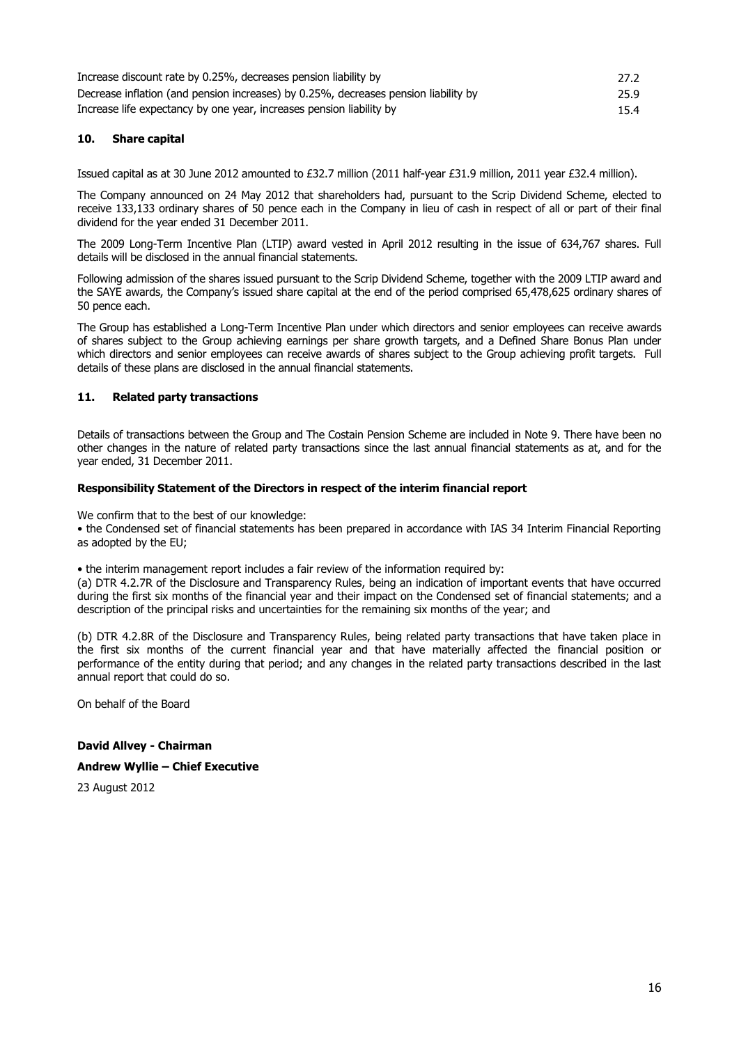| | |
|---|---|
| Increase discount rate by 0.25%, decreases pension liability by | 27.2 |
| Decrease inflation (and pension increases) by 0.25%, decreases pension liability by | 25.9 |
| Increase life expectancy by one year, increases pension liability by | 15.4 |

## 10. Share capital

Issued capital as at 30 June 2012 amounted to £32.7 million (2011 half-year £31.9 million, 2011 year £32.4 million).

The Company announced on 24 May 2012 that shareholders had, pursuant to the Scrip Dividend Scheme, elected to receive 133,133 ordinary shares of 50 pence each in the Company in lieu of cash in respect of all or part of their final dividend for the year ended 31 December 2011.

The 2009 Long-Term Incentive Plan (LTIP) award vested in April 2012 resulting in the issue of 634,767 shares. Full details will be disclosed in the annual financial statements.

Following admission of the shares issued pursuant to the Scrip Dividend Scheme, together with the 2009 LTIP award and the SAYE awards, the Company's issued share capital at the end of the period comprised 65,478,625 ordinary shares of 50 pence each.

The Group has established a Long-Term Incentive Plan under which directors and senior employees can receive awards of shares subject to the Group achieving earnings per share growth targets, and a Defined Share Bonus Plan under which directors and senior employees can receive awards of shares subject to the Group achieving profit targets. Full details of these plans are disclosed in the annual financial statements.

## 11. Related party transactions

Details of transactions between the Group and The Costain Pension Scheme are included in Note 9. There have been no other changes in the nature of related party transactions since the last annual financial statements as at, and for the year ended, 31 December 2011.

**Responsibility Statement of the Directors in respect of the interim financial report**

We confirm that to the best of our knowledge:

• the Condensed set of financial statements has been prepared in accordance with IAS 34 Interim Financial Reporting as adopted by the EU;

• the interim management report includes a fair review of the information required by:

(a) DTR 4.2.7R of the Disclosure and Transparency Rules, being an indication of important events that have occurred during the first six months of the financial year and their impact on the Condensed set of financial statements; and a description of the principal risks and uncertainties for the remaining six months of the year; and

(b) DTR 4.2.8R of the Disclosure and Transparency Rules, being related party transactions that have taken place in the first six months of the current financial year and that have materially affected the financial position or performance of the entity during that period; and any changes in the related party transactions described in the last annual report that could do so.

On behalf of the Board

**David Allvey - Chairman**

**Andrew Wyllie – Chief Executive**

23 August 2012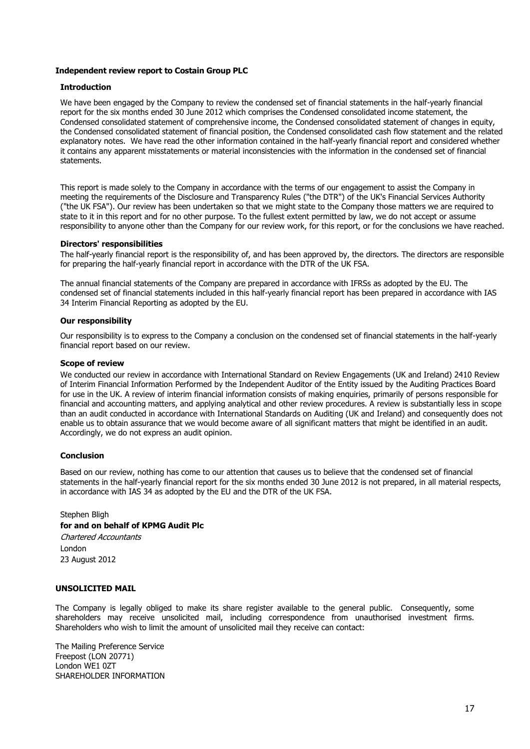## Independent review report to Costain Group PLC

### Introduction

We have been engaged by the Company to review the condensed set of financial statements in the half-yearly financial report for the six months ended 30 June 2012 which comprises the Condensed consolidated income statement, the Condensed consolidated statement of comprehensive income, the Condensed consolidated statement of changes in equity, the Condensed consolidated statement of financial position, the Condensed consolidated cash flow statement and the related explanatory notes. We have read the other information contained in the half-yearly financial report and considered whether it contains any apparent misstatements or material inconsistencies with the information in the condensed set of financial statements.

This report is made solely to the Company in accordance with the terms of our engagement to assist the Company in meeting the requirements of the Disclosure and Transparency Rules ("the DTR") of the UK's Financial Services Authority ("the UK FSA"). Our review has been undertaken so that we might state to the Company those matters we are required to state to it in this report and for no other purpose. To the fullest extent permitted by law, we do not accept or assume responsibility to anyone other than the Company for our review work, for this report, or for the conclusions we have reached.

### Directors' responsibilities

The half-yearly financial report is the responsibility of, and has been approved by, the directors. The directors are responsible for preparing the half-yearly financial report in accordance with the DTR of the UK FSA.

The annual financial statements of the Company are prepared in accordance with IFRSs as adopted by the EU. The condensed set of financial statements included in this half-yearly financial report has been prepared in accordance with IAS 34 Interim Financial Reporting as adopted by the EU.

### Our responsibility

Our responsibility is to express to the Company a conclusion on the condensed set of financial statements in the half-yearly financial report based on our review.

### Scope of review

We conducted our review in accordance with International Standard on Review Engagements (UK and Ireland) 2410 Review of Interim Financial Information Performed by the Independent Auditor of the Entity issued by the Auditing Practices Board for use in the UK. A review of interim financial information consists of making enquiries, primarily of persons responsible for financial and accounting matters, and applying analytical and other review procedures. A review is substantially less in scope than an audit conducted in accordance with International Standards on Auditing (UK and Ireland) and consequently does not enable us to obtain assurance that we would become aware of all significant matters that might be identified in an audit. Accordingly, we do not express an audit opinion.

### Conclusion

Based on our review, nothing has come to our attention that causes us to believe that the condensed set of financial statements in the half-yearly financial report for the six months ended 30 June 2012 is not prepared, in all material respects, in accordance with IAS 34 as adopted by the EU and the DTR of the UK FSA.

Stephen Bligh
**for and on behalf of KPMG Audit Plc**
*Chartered Accountants*
London
23 August 2012

## UNSOLICITED MAIL

The Company is legally obliged to make its share register available to the general public. Consequently, some shareholders may receive unsolicited mail, including correspondence from unauthorised investment firms. Shareholders who wish to limit the amount of unsolicited mail they receive can contact:

The Mailing Preference Service
Freepost (LON 20771)
London WE1 0ZT
SHAREHOLDER INFORMATION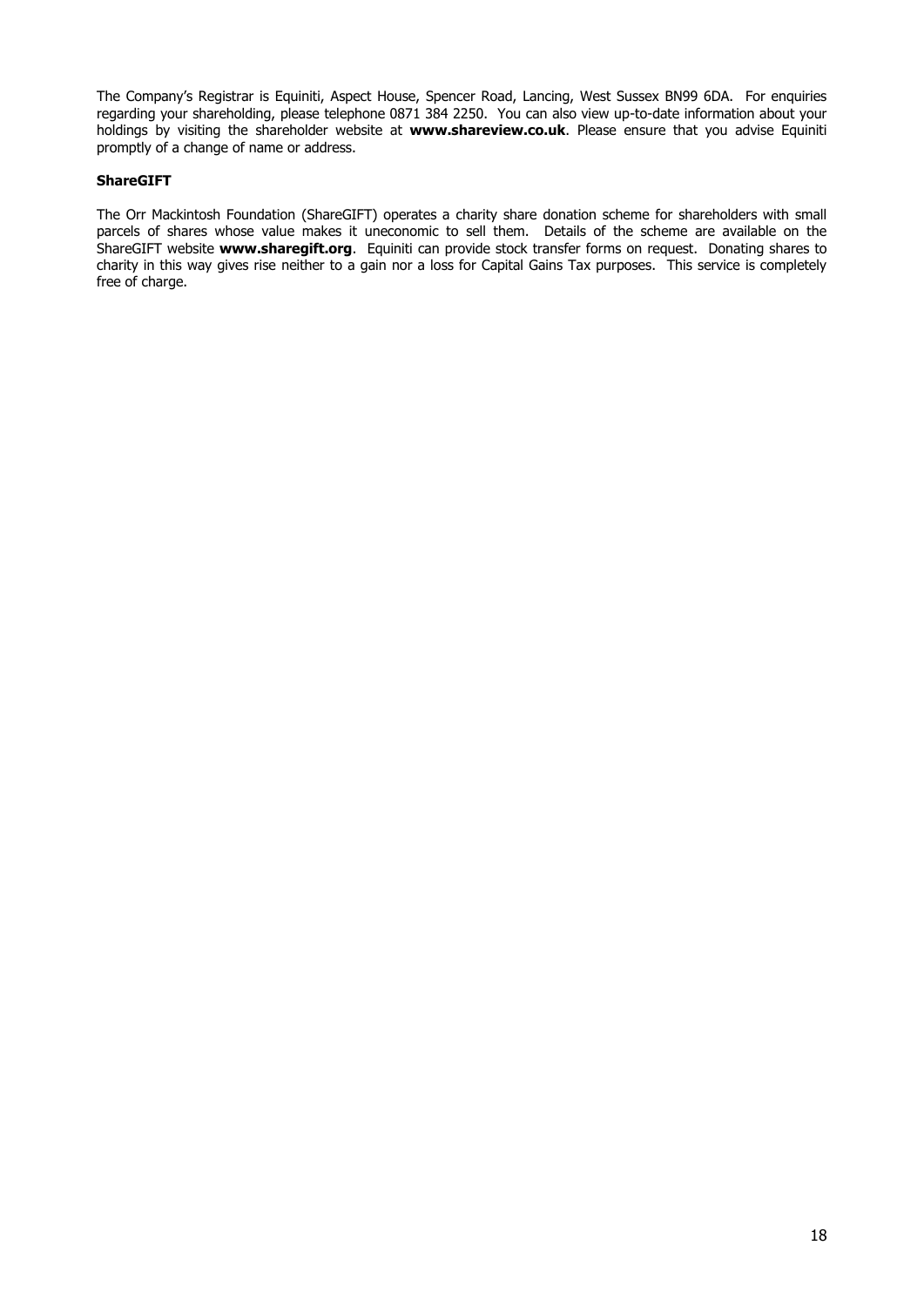The Company's Registrar is Equiniti, Aspect House, Spencer Road, Lancing, West Sussex BN99 6DA. For enquiries regarding your shareholding, please telephone 0871 384 2250. You can also view up-to-date information about your holdings by visiting the shareholder website at **www.shareview.co.uk**. Please ensure that you advise Equiniti promptly of a change of name or address.

**ShareGIFT**

The Orr Mackintosh Foundation (ShareGIFT) operates a charity share donation scheme for shareholders with small parcels of shares whose value makes it uneconomic to sell them. Details of the scheme are available on the ShareGIFT website **www.sharegift.org**. Equiniti can provide stock transfer forms on request. Donating shares to charity in this way gives rise neither to a gain nor a loss for Capital Gains Tax purposes. This service is completely free of charge.